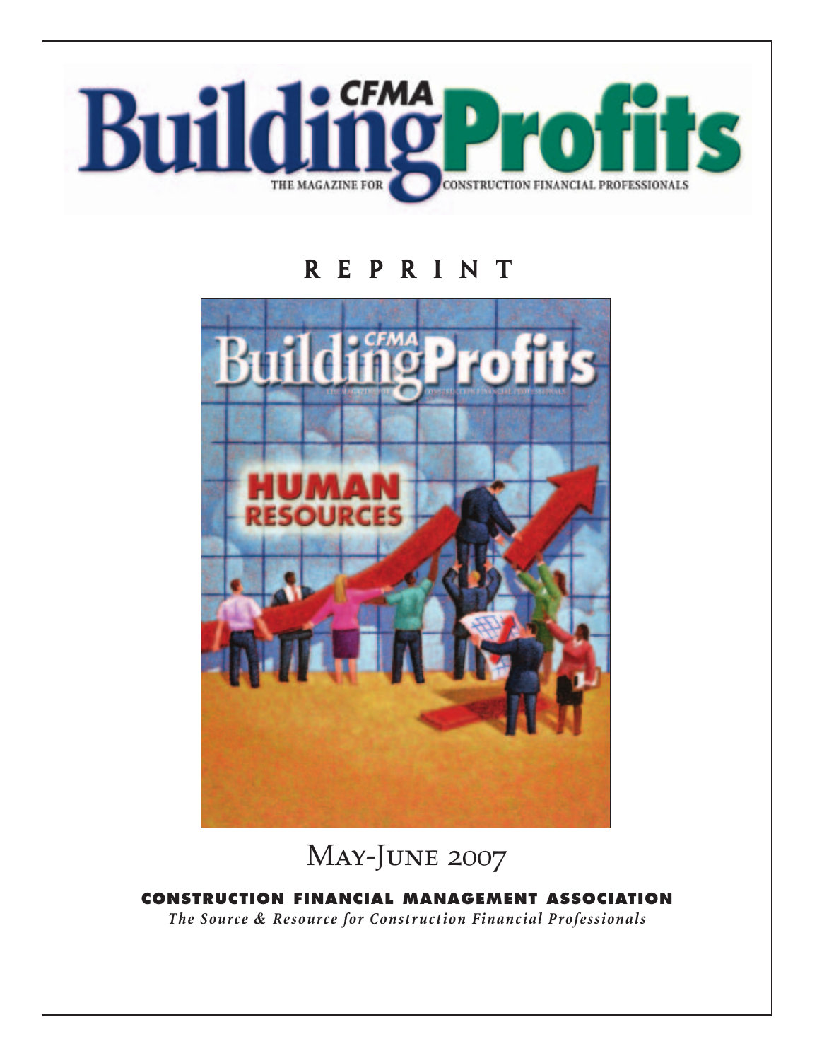# CFMA Building Profits

THE MAGAZINE FOR CONSTRUCTION FINANCIAL PROFESSIONALS

## REPRINT

May-June 2007

**CONSTRUCTION FINANCIAL MANAGEMENT ASSOCIATION**

*The Source & Resource for Construction Financial Professionals*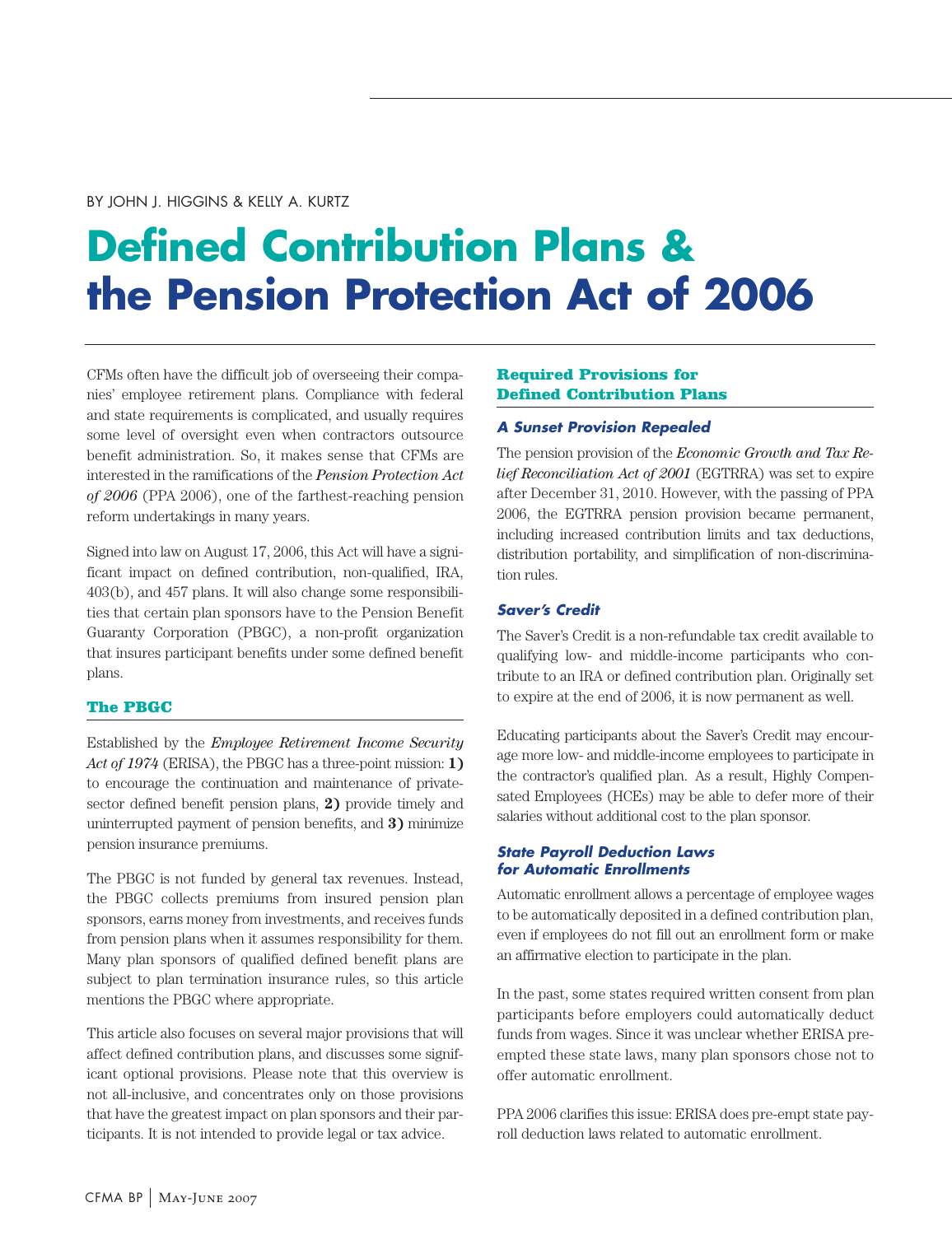BY JOHN J. HIGGINS & KELLY A. KURTZ

# Defined Contribution Plans & the Pension Protection Act of 2006

CFMs often have the difficult job of overseeing their companies' employee retirement plans. Compliance with federal and state requirements is complicated, and usually requires some level of oversight even when contractors outsource benefit administration. So, it makes sense that CFMs are interested in the ramifications of the *Pension Protection Act of 2006* (PPA 2006), one of the farthest-reaching pension reform undertakings in many years.

Signed into law on August 17, 2006, this Act will have a significant impact on defined contribution, non-qualified, IRA, 403(b), and 457 plans. It will also change some responsibilities that certain plan sponsors have to the Pension Benefit Guaranty Corporation (PBGC), a non-profit organization that insures participant benefits under some defined benefit plans.

## The PBGC

Established by the *Employee Retirement Income Security Act of 1974* (ERISA), the PBGC has a three-point mission: **1)** to encourage the continuation and maintenance of private-sector defined benefit pension plans, **2)** provide timely and uninterrupted payment of pension benefits, and **3)** minimize pension insurance premiums.

The PBGC is not funded by general tax revenues. Instead, the PBGC collects premiums from insured pension plan sponsors, earns money from investments, and receives funds from pension plans when it assumes responsibility for them. Many plan sponsors of qualified defined benefit plans are subject to plan termination insurance rules, so this article mentions the PBGC where appropriate.

This article also focuses on several major provisions that will affect defined contribution plans, and discusses some significant optional provisions. Please note that this overview is not all-inclusive, and concentrates only on those provisions that have the greatest impact on plan sponsors and their participants. It is not intended to provide legal or tax advice.

## Required Provisions for Defined Contribution Plans

### A Sunset Provision Repealed

The pension provision of the *Economic Growth and Tax Relief Reconciliation Act of 2001* (EGTRRA) was set to expire after December 31, 2010. However, with the passing of PPA 2006, the EGTRRA pension provision became permanent, including increased contribution limits and tax deductions, distribution portability, and simplification of non-discrimination rules.

### Saver's Credit

The Saver's Credit is a non-refundable tax credit available to qualifying low- and middle-income participants who contribute to an IRA or defined contribution plan. Originally set to expire at the end of 2006, it is now permanent as well.

Educating participants about the Saver's Credit may encourage more low- and middle-income employees to participate in the contractor's qualified plan. As a result, Highly Compensated Employees (HCEs) may be able to defer more of their salaries without additional cost to the plan sponsor.

### State Payroll Deduction Laws for Automatic Enrollments

Automatic enrollment allows a percentage of employee wages to be automatically deposited in a defined contribution plan, even if employees do not fill out an enrollment form or make an affirmative election to participate in the plan.

In the past, some states required written consent from plan participants before employers could automatically deduct funds from wages. Since it was unclear whether ERISA pre-empted these state laws, many plan sponsors chose not to offer automatic enrollment.

PPA 2006 clarifies this issue: ERISA does pre-empt state payroll deduction laws related to automatic enrollment.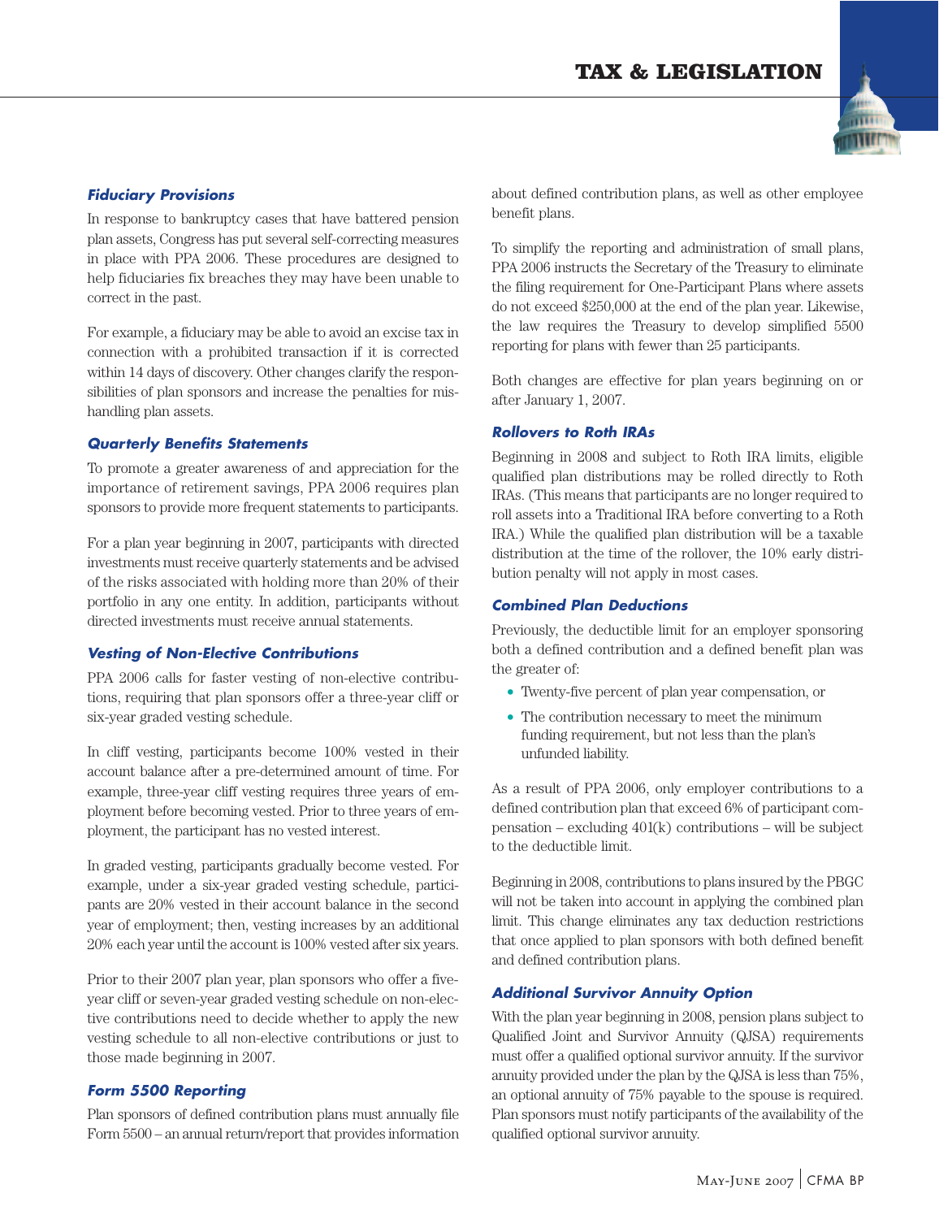### *Fiduciary Provisions*

In response to bankruptcy cases that have battered pension plan assets, Congress has put several self-correcting measures in place with PPA 2006. These procedures are designed to help fiduciaries fix breaches they may have been unable to correct in the past.

For example, a fiduciary may be able to avoid an excise tax in connection with a prohibited transaction if it is corrected within 14 days of discovery. Other changes clarify the responsibilities of plan sponsors and increase the penalties for mishandling plan assets.

### *Quarterly Benefits Statements*

To promote a greater awareness of and appreciation for the importance of retirement savings, PPA 2006 requires plan sponsors to provide more frequent statements to participants.

For a plan year beginning in 2007, participants with directed investments must receive quarterly statements and be advised of the risks associated with holding more than 20% of their portfolio in any one entity. In addition, participants without directed investments must receive annual statements.

### *Vesting of Non-Elective Contributions*

PPA 2006 calls for faster vesting of non-elective contributions, requiring that plan sponsors offer a three-year cliff or six-year graded vesting schedule.

In cliff vesting, participants become 100% vested in their account balance after a pre-determined amount of time. For example, three-year cliff vesting requires three years of employment before becoming vested. Prior to three years of employment, the participant has no vested interest.

In graded vesting, participants gradually become vested. For example, under a six-year graded vesting schedule, participants are 20% vested in their account balance in the second year of employment; then, vesting increases by an additional 20% each year until the account is 100% vested after six years.

Prior to their 2007 plan year, plan sponsors who offer a five-year cliff or seven-year graded vesting schedule on non-elective contributions need to decide whether to apply the new vesting schedule to all non-elective contributions or just to those made beginning in 2007.

### *Form 5500 Reporting*

Plan sponsors of defined contribution plans must annually file Form 5500 – an annual return/report that provides information about defined contribution plans, as well as other employee benefit plans.

To simplify the reporting and administration of small plans, PPA 2006 instructs the Secretary of the Treasury to eliminate the filing requirement for One-Participant Plans where assets do not exceed $250,000 at the end of the plan year. Likewise, the law requires the Treasury to develop simplified 5500 reporting for plans with fewer than 25 participants.

Both changes are effective for plan years beginning on or after January 1, 2007.

### *Rollovers to Roth IRAs*

Beginning in 2008 and subject to Roth IRA limits, eligible qualified plan distributions may be rolled directly to Roth IRAs. (This means that participants are no longer required to roll assets into a Traditional IRA before converting to a Roth IRA.) While the qualified plan distribution will be a taxable distribution at the time of the rollover, the 10% early distribution penalty will not apply in most cases.

### *Combined Plan Deductions*

Previously, the deductible limit for an employer sponsoring both a defined contribution and a defined benefit plan was the greater of:

- Twenty-five percent of plan year compensation, or
- The contribution necessary to meet the minimum funding requirement, but not less than the plan's unfunded liability.

As a result of PPA 2006, only employer contributions to a defined contribution plan that exceed 6% of participant compensation – excluding 401(k) contributions – will be subject to the deductible limit.

Beginning in 2008, contributions to plans insured by the PBGC will not be taken into account in applying the combined plan limit. This change eliminates any tax deduction restrictions that once applied to plan sponsors with both defined benefit and defined contribution plans.

### *Additional Survivor Annuity Option*

With the plan year beginning in 2008, pension plans subject to Qualified Joint and Survivor Annuity (QJSA) requirements must offer a qualified optional survivor annuity. If the survivor annuity provided under the plan by the QJSA is less than 75%, an optional annuity of 75% payable to the spouse is required. Plan sponsors must notify participants of the availability of the qualified optional survivor annuity.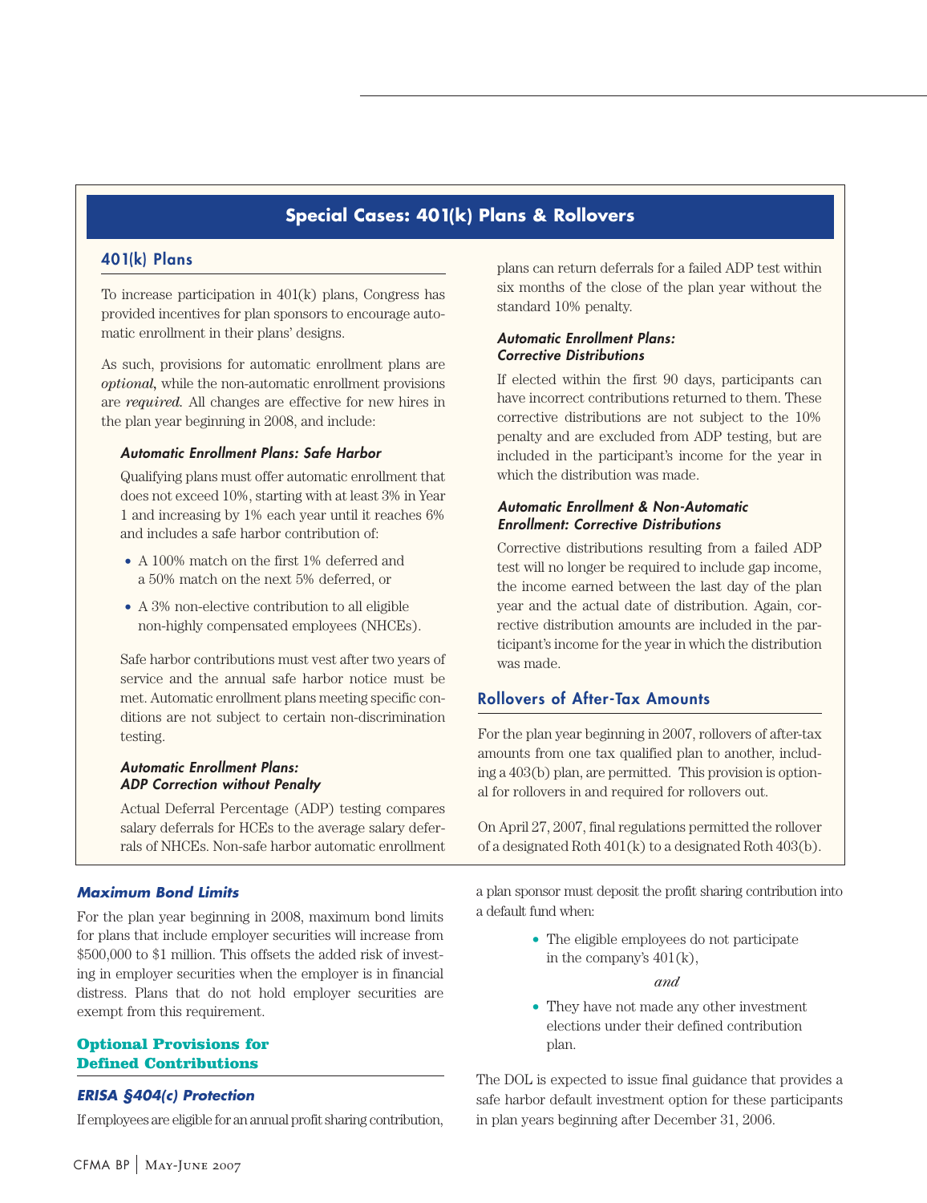## Special Cases: 401(k) Plans & Rollovers

### 401(k) Plans

To increase participation in 401(k) plans, Congress has provided incentives for plan sponsors to encourage automatic enrollment in their plans' designs.

As such, provisions for automatic enrollment plans are *optional*, while the non-automatic enrollment provisions are *required*. All changes are effective for new hires in the plan year beginning in 2008, and include:

#### *Automatic Enrollment Plans: Safe Harbor*

Qualifying plans must offer automatic enrollment that does not exceed 10%, starting with at least 3% in Year 1 and increasing by 1% each year until it reaches 6% and includes a safe harbor contribution of:

- A 100% match on the first 1% deferred and a 50% match on the next 5% deferred, or
- A 3% non-elective contribution to all eligible non-highly compensated employees (NHCEs).

Safe harbor contributions must vest after two years of service and the annual safe harbor notice must be met. Automatic enrollment plans meeting specific conditions are not subject to certain non-discrimination testing.

#### *Automatic Enrollment Plans: ADP Correction without Penalty*

Actual Deferral Percentage (ADP) testing compares salary deferrals for HCEs to the average salary deferrals of NHCEs. Non-safe harbor automatic enrollment plans can return deferrals for a failed ADP test within six months of the close of the plan year without the standard 10% penalty.

#### *Automatic Enrollment Plans: Corrective Distributions*

If elected within the first 90 days, participants can have incorrect contributions returned to them. These corrective distributions are not subject to the 10% penalty and are excluded from ADP testing, but are included in the participant's income for the year in which the distribution was made.

#### *Automatic Enrollment & Non-Automatic Enrollment: Corrective Distributions*

Corrective distributions resulting from a failed ADP test will no longer be required to include gap income, the income earned between the last day of the plan year and the actual date of distribution. Again, corrective distribution amounts are included in the participant's income for the year in which the distribution was made.

### Rollovers of After-Tax Amounts

For the plan year beginning in 2007, rollovers of after-tax amounts from one tax qualified plan to another, including a 403(b) plan, are permitted. This provision is optional for rollovers in and required for rollovers out.

On April 27, 2007, final regulations permitted the rollover of a designated Roth 401(k) to a designated Roth 403(b).

### *Maximum Bond Limits*

For the plan year beginning in 2008, maximum bond limits for plans that include employer securities will increase from $500,000 to $1 million. This offsets the added risk of investing in employer securities when the employer is in financial distress. Plans that do not hold employer securities are exempt from this requirement.

## Optional Provisions for Defined Contributions

### *ERISA §404(c) Protection*

If employees are eligible for an annual profit sharing contribution, a plan sponsor must deposit the profit sharing contribution into a default fund when:

- The eligible employees do not participate in the company's 401(k),

*and*

- They have not made any other investment elections under their defined contribution plan.

The DOL is expected to issue final guidance that provides a safe harbor default investment option for these participants in plan years beginning after December 31, 2006.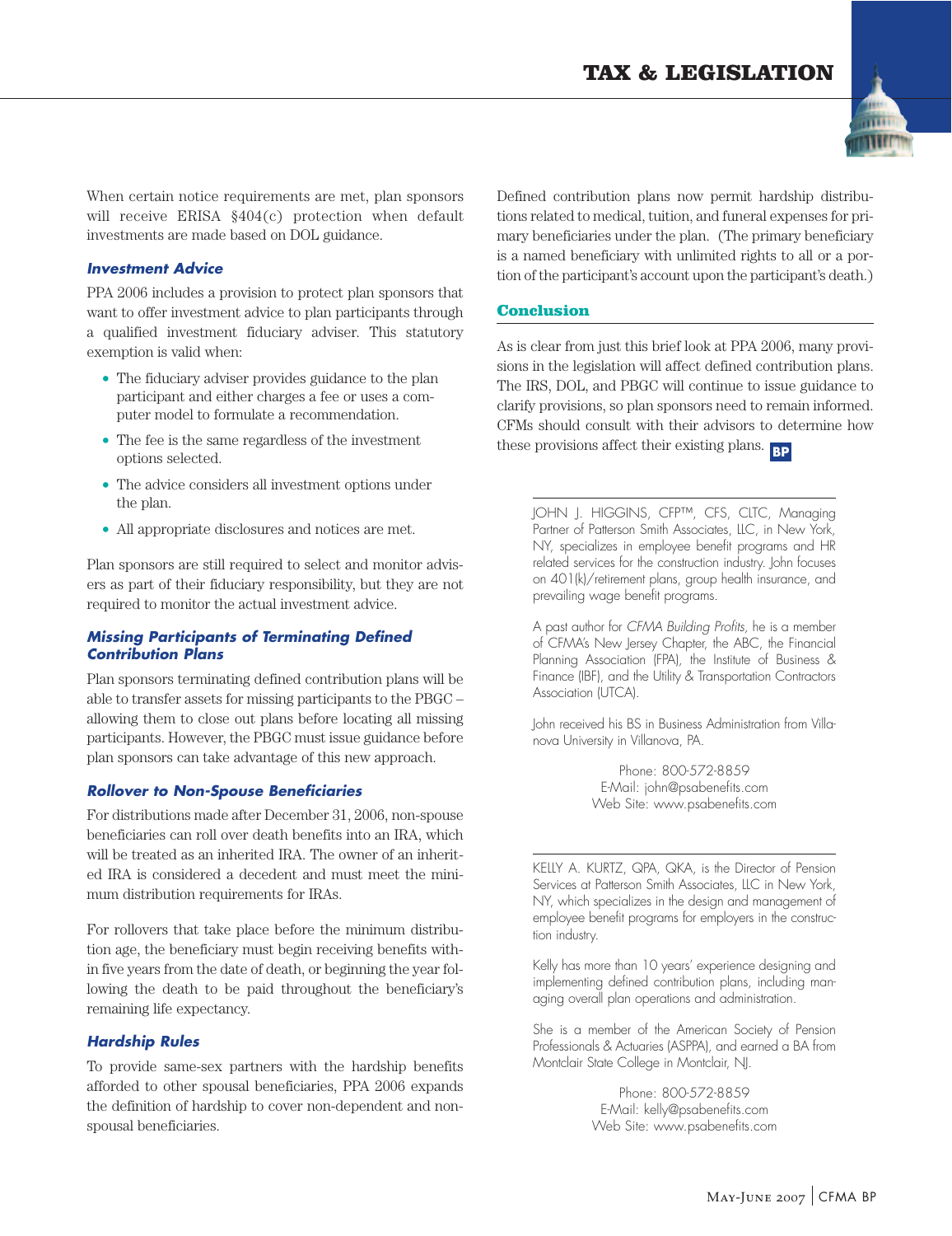When certain notice requirements are met, plan sponsors will receive ERISA §404(c) protection when default investments are made based on DOL guidance.

### *Investment Advice*

PPA 2006 includes a provision to protect plan sponsors that want to offer investment advice to plan participants through a qualified investment fiduciary adviser. This statutory exemption is valid when:

- The fiduciary adviser provides guidance to the plan participant and either charges a fee or uses a computer model to formulate a recommendation.
- The fee is the same regardless of the investment options selected.
- The advice considers all investment options under the plan.
- All appropriate disclosures and notices are met.

Plan sponsors are still required to select and monitor advisers as part of their fiduciary responsibility, but they are not required to monitor the actual investment advice.

### *Missing Participants of Terminating Defined Contribution Plans*

Plan sponsors terminating defined contribution plans will be able to transfer assets for missing participants to the PBGC – allowing them to close out plans before locating all missing participants. However, the PBGC must issue guidance before plan sponsors can take advantage of this new approach.

### *Rollover to Non-Spouse Beneficiaries*

For distributions made after December 31, 2006, non-spouse beneficiaries can roll over death benefits into an IRA, which will be treated as an inherited IRA. The owner of an inherited IRA is considered a decedent and must meet the minimum distribution requirements for IRAs.

For rollovers that take place before the minimum distribution age, the beneficiary must begin receiving benefits within five years from the date of death, or beginning the year following the death to be paid throughout the beneficiary's remaining life expectancy.

### *Hardship Rules*

To provide same-sex partners with the hardship benefits afforded to other spousal beneficiaries, PPA 2006 expands the definition of hardship to cover non-dependent and non-spousal beneficiaries.

Defined contribution plans now permit hardship distributions related to medical, tuition, and funeral expenses for primary beneficiaries under the plan. (The primary beneficiary is a named beneficiary with unlimited rights to all or a portion of the participant's account upon the participant's death.)

## Conclusion

As is clear from just this brief look at PPA 2006, many provisions in the legislation will affect defined contribution plans. The IRS, DOL, and PBGC will continue to issue guidance to clarify provisions, so plan sponsors need to remain informed. CFMs should consult with their advisors to determine how these provisions affect their existing plans. **BP**

---

JOHN J. HIGGINS, CFP™, CFS, CLTC, Managing Partner of Patterson Smith Associates, LLC, in New York, NY, specializes in employee benefit programs and HR related services for the construction industry. John focuses on 401(k)/retirement plans, group health insurance, and prevailing wage benefit programs.

A past author for *CFMA Building Profits*, he is a member of CFMA's New Jersey Chapter, the ABC, the Financial Planning Association (FPA), the Institute of Business & Finance (IBF), and the Utility & Transportation Contractors Association (UTCA).

John received his BS in Business Administration from Villanova University in Villanova, PA.

Phone: 800-572-8859
E-Mail: john@psabenefits.com
Web Site: www.psabenefits.com

---

KELLY A. KURTZ, QPA, QKA, is the Director of Pension Services at Patterson Smith Associates, LLC in New York, NY, which specializes in the design and management of employee benefit programs for employers in the construction industry.

Kelly has more than 10 years' experience designing and implementing defined contribution plans, including managing overall plan operations and administration.

She is a member of the American Society of Pension Professionals & Actuaries (ASPPA), and earned a BA from Montclair State College in Montclair, NJ.

Phone: 800-572-8859
E-Mail: kelly@psabenefits.com
Web Site: www.psabenefits.com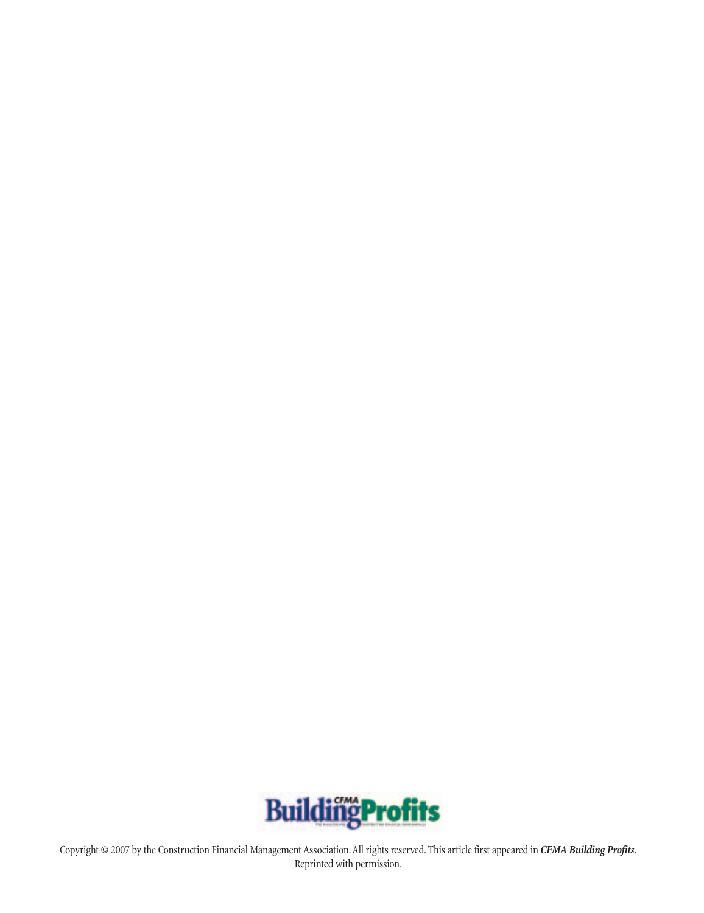CFMA Building Profits

Copyright © 2007 by the Construction Financial Management Association. All rights reserved. This article first appeared in ***CFMA Building Profits***.
Reprinted with permission.